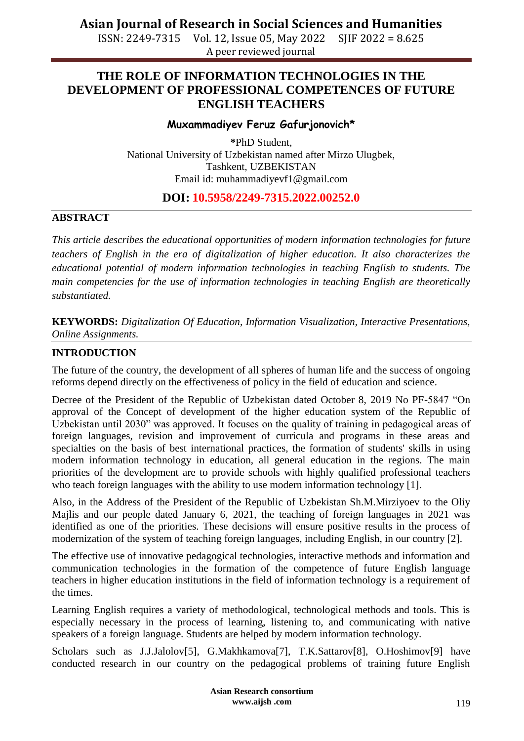# THE ROLE OF INFORMATION TECHNOLOGIES IN THE DEVELOPMENT OF PROFESSIONAL COMPETENCES OF FUTURE ENGLISH TEACHERS

**Muxammadiyev Feruz Gafurjonovich***

*PhD Student,
National University of Uzbekistan named after Mirzo Ulugbek,
Tashkent, UZBEKISTAN
Email id: muhammadiyevf1@gmail.com

**DOI: 10.5958/2249-7315.2022.00252.0**

## ABSTRACT

*This article describes the educational opportunities of modern information technologies for future teachers of English in the era of digitalization of higher education. It also characterizes the educational potential of modern information technologies in teaching English to students. The main competencies for the use of information technologies in teaching English are theoretically substantiated.*

**KEYWORDS:** *Digitalization Of Education, Information Visualization, Interactive Presentations, Online Assignments.*

## INTRODUCTION

The future of the country, the development of all spheres of human life and the success of ongoing reforms depend directly on the effectiveness of policy in the field of education and science.

Decree of the President of the Republic of Uzbekistan dated October 8, 2019 No PF-5847 "On approval of the Concept of development of the higher education system of the Republic of Uzbekistan until 2030" was approved. It focuses on the quality of training in pedagogical areas of foreign languages, revision and improvement of curricula and programs in these areas and specialties on the basis of best international practices, the formation of students' skills in using modern information technology in education, all general education in the regions. The main priorities of the development are to provide schools with highly qualified professional teachers who teach foreign languages with the ability to use modern information technology [1].

Also, in the Address of the President of the Republic of Uzbekistan Sh.M.Mirziyoev to the Oliy Majlis and our people dated January 6, 2021, the teaching of foreign languages in 2021 was identified as one of the priorities. These decisions will ensure positive results in the process of modernization of the system of teaching foreign languages, including English, in our country [2].

The effective use of innovative pedagogical technologies, interactive methods and information and communication technologies in the formation of the competence of future English language teachers in higher education institutions in the field of information technology is a requirement of the times.

Learning English requires a variety of methodological, technological methods and tools. This is especially necessary in the process of learning, listening to, and communicating with native speakers of a foreign language. Students are helped by modern information technology.

Scholars such as J.J.Jalolov[5], G.Makhkamova[7], T.K.Sattarov[8], O.Hoshimov[9] have conducted research in our country on the pedagogical problems of training future English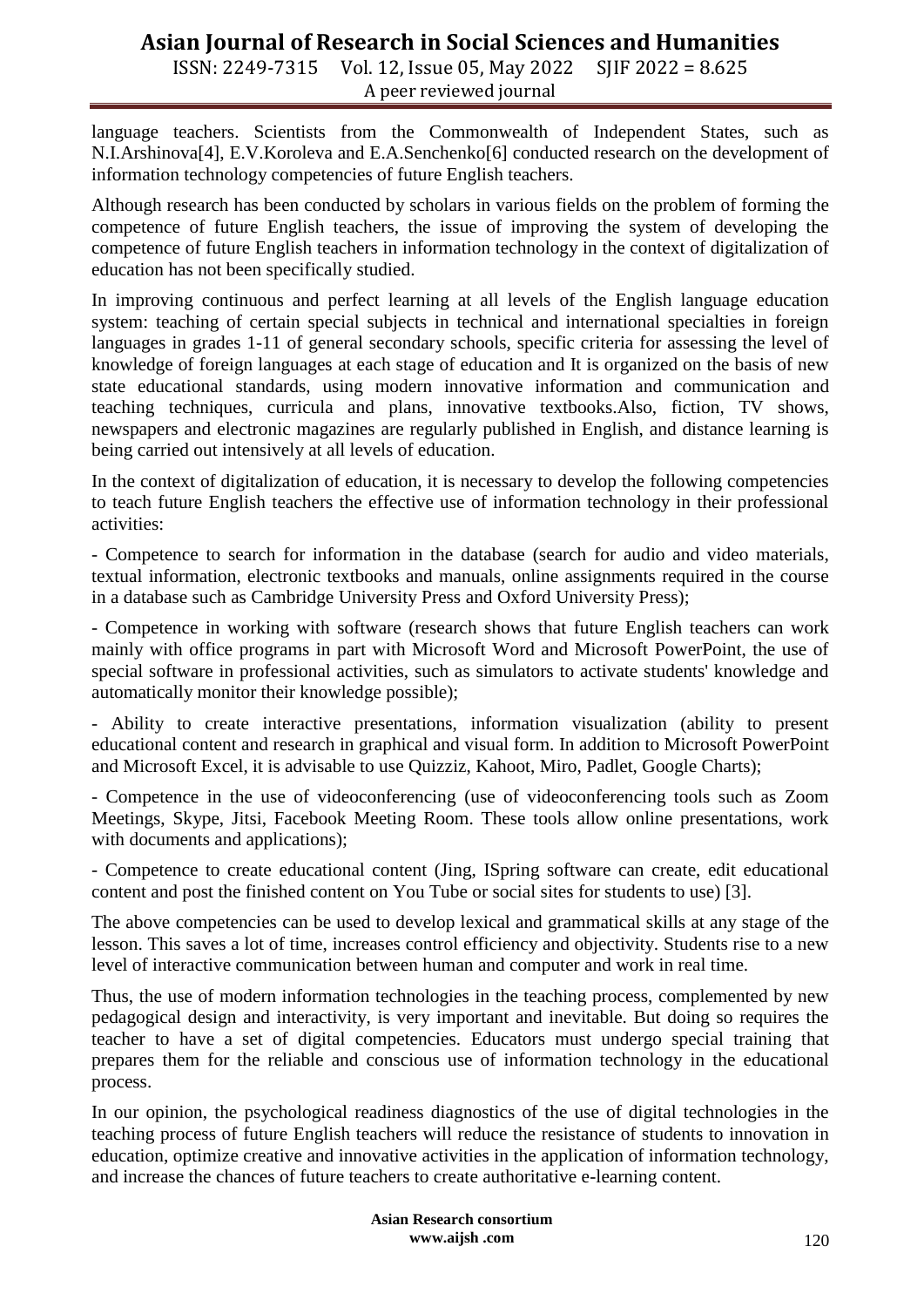language teachers. Scientists from the Commonwealth of Independent States, such as N.I.Arshinova[4], E.V.Koroleva and E.A.Senchenko[6] conducted research on the development of information technology competencies of future English teachers.

Although research has been conducted by scholars in various fields on the problem of forming the competence of future English teachers, the issue of improving the system of developing the competence of future English teachers in information technology in the context of digitalization of education has not been specifically studied.

In improving continuous and perfect learning at all levels of the English language education system: teaching of certain special subjects in technical and international specialties in foreign languages in grades 1-11 of general secondary schools, specific criteria for assessing the level of knowledge of foreign languages at each stage of education and It is organized on the basis of new state educational standards, using modern innovative information and communication and teaching techniques, curricula and plans, innovative textbooks.Also, fiction, TV shows, newspapers and electronic magazines are regularly published in English, and distance learning is being carried out intensively at all levels of education.

In the context of digitalization of education, it is necessary to develop the following competencies to teach future English teachers the effective use of information technology in their professional activities:

- Competence to search for information in the database (search for audio and video materials, textual information, electronic textbooks and manuals, online assignments required in the course in a database such as Cambridge University Press and Oxford University Press);

- Competence in working with software (research shows that future English teachers can work mainly with office programs in part with Microsoft Word and Microsoft PowerPoint, the use of special software in professional activities, such as simulators to activate students' knowledge and automatically monitor their knowledge possible);

- Ability to create interactive presentations, information visualization (ability to present educational content and research in graphical and visual form. In addition to Microsoft PowerPoint and Microsoft Excel, it is advisable to use Quizziz, Kahoot, Miro, Padlet, Google Charts);

- Competence in the use of videoconferencing (use of videoconferencing tools such as Zoom Meetings, Skype, Jitsi, Facebook Meeting Room. These tools allow online presentations, work with documents and applications);

- Competence to create educational content (Jing, ISpring software can create, edit educational content and post the finished content on You Tube or social sites for students to use) [3].

The above competencies can be used to develop lexical and grammatical skills at any stage of the lesson. This saves a lot of time, increases control efficiency and objectivity. Students rise to a new level of interactive communication between human and computer and work in real time.

Thus, the use of modern information technologies in the teaching process, complemented by new pedagogical design and interactivity, is very important and inevitable. But doing so requires the teacher to have a set of digital competencies. Educators must undergo special training that prepares them for the reliable and conscious use of information technology in the educational process.

In our opinion, the psychological readiness diagnostics of the use of digital technologies in the teaching process of future English teachers will reduce the resistance of students to innovation in education, optimize creative and innovative activities in the application of information technology, and increase the chances of future teachers to create authoritative e-learning content.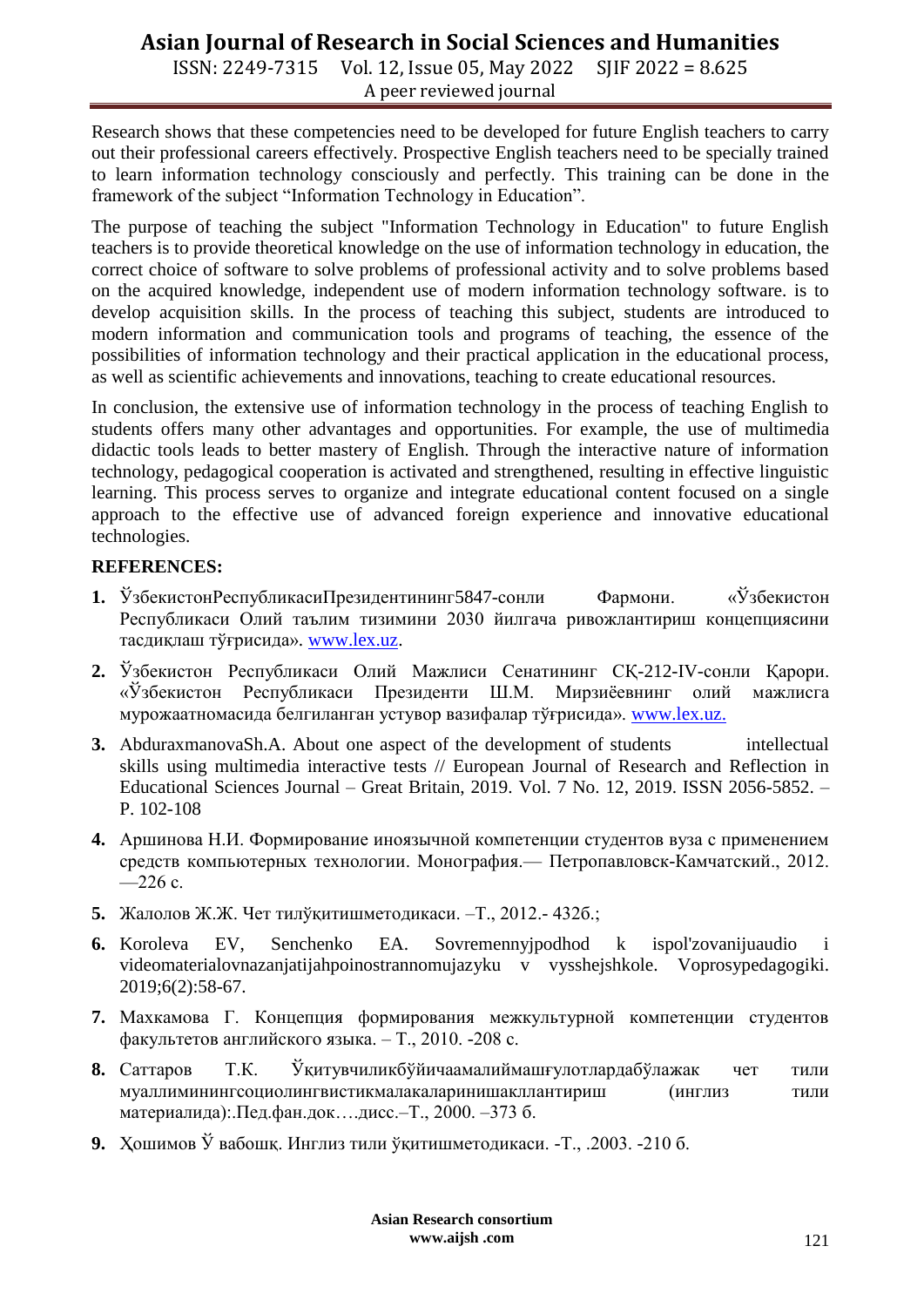Research shows that these competencies need to be developed for future English teachers to carry out their professional careers effectively. Prospective English teachers need to be specially trained to learn information technology consciously and perfectly. This training can be done in the framework of the subject “Information Technology in Education”.

The purpose of teaching the subject "Information Technology in Education" to future English teachers is to provide theoretical knowledge on the use of information technology in education, the correct choice of software to solve problems of professional activity and to solve problems based on the acquired knowledge, independent use of modern information technology software. is to develop acquisition skills. In the process of teaching this subject, students are introduced to modern information and communication tools and programs of teaching, the essence of the possibilities of information technology and their practical application in the educational process, as well as scientific achievements and innovations, teaching to create educational resources.

In conclusion, the extensive use of information technology in the process of teaching English to students offers many other advantages and opportunities. For example, the use of multimedia didactic tools leads to better mastery of English. Through the interactive nature of information technology, pedagogical cooperation is activated and strengthened, resulting in effective linguistic learning. This process serves to organize and integrate educational content focused on a single approach to the effective use of advanced foreign experience and innovative educational technologies.

**REFERENCES:**

1. ЎзбекистонРеспубликасиПрезидентининг5847-сонли Фармони. «Ўзбекистон Республикаси Олий таълим тизимини 2030 йилгача ривожлантириш концепциясини тасдиқлаш тўғрисида». www.lex.uz.
2. Ўзбекистон Республикаси Олий Мажлиси Сенатининг СҚ-212-IV-сонли Қарори. «Ўзбекистон Республикаси Президенти Ш.М. Мирзиёевнинг олий мажлисга мурожаатномасида белгиланган устувор вазифалар тўғрисида». www.lex.uz.
3. AbduraxmanovaSh.A. About one aspect of the development of students intellectual skills using multimedia interactive tests // European Journal of Research and Reflection in Educational Sciences Journal – Great Britain, 2019. Vol. 7 No. 12, 2019. ISSN 2056-5852. – P. 102-108
4. Аршинова Н.И. Формирование иноязычной компетенции студентов вуза с применением средств компьютерных технологии. Монография.— Петропавловск-Камчатский., 2012. —226 с.
5. Жалолов Ж.Ж. Чет тилўқитишметодикаси. –Т., 2012.- 432б.;
6. Koroleva EV, Senchenko EA. Sovremennyjpodhod k ispol'zovanijuaudio i videomaterialovnazanjatijahpoinostrannomujazyku v vysshejshkole. Voprosypedagogiki. 2019;6(2):58-67.
7. Махкамова Г. Концепция формирования межкультурной компетенции студентов факультетов английского языка. – Т., 2010. -208 с.
8. Саттаров Т.К. Ўқитувчиликбўйичаамалиймашғулотлардабўлажак чет тили муаллимининингсоциолингвистикмалакаларинишакллантириш (инглиз тили материалида):.Пед.фан.док….дисс.–Т., 2000. –373 б.
9. Ҳошимов Ў вабошқ. Инглиз тили ўқитишметодикаси. -Т., .2003. -210 б.